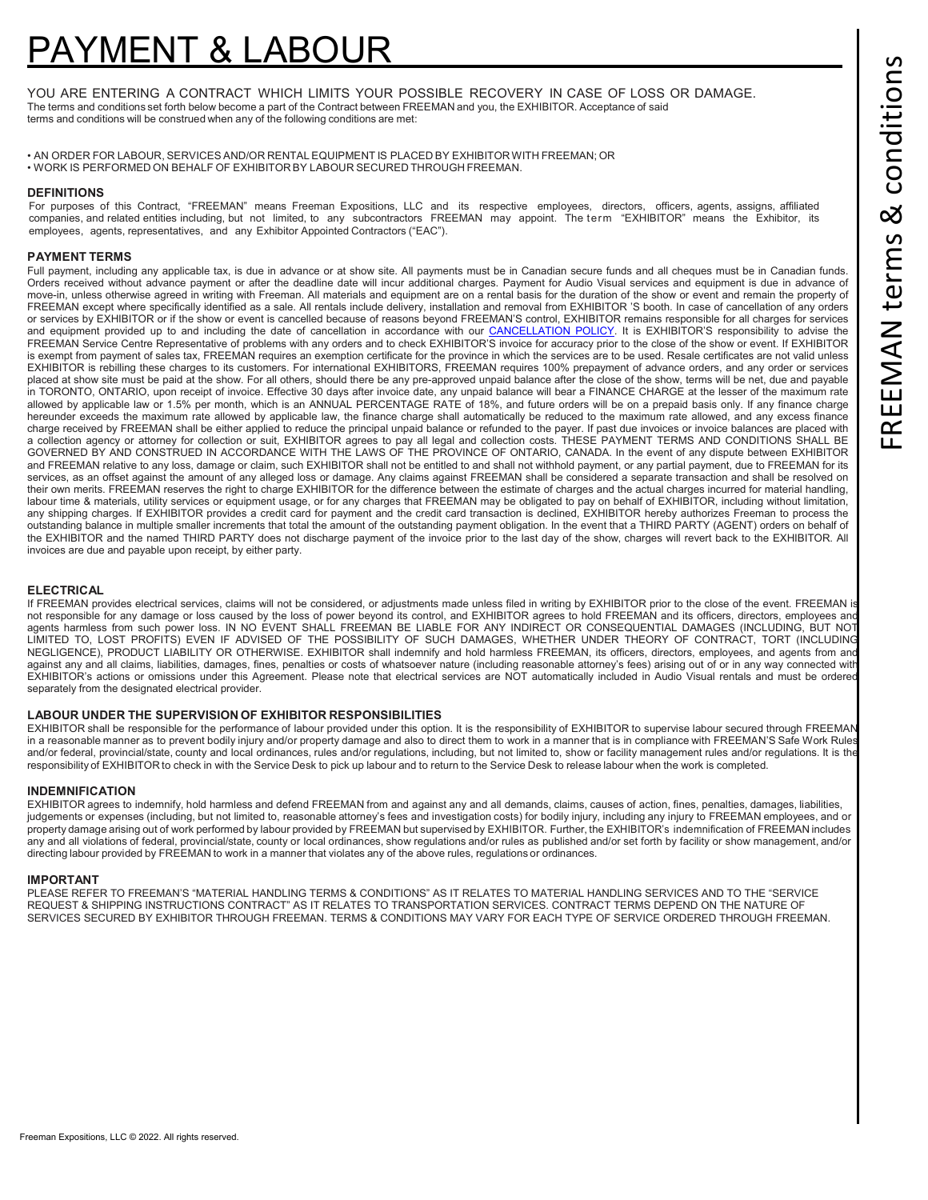# PAYMENT & LABOUR

YOU ARE ENTERING A CONTRACT WHICH LIMITS YOUR POSSIBLE RECOVERY IN CASE OF LOSS OR DAMAGE.
The terms and conditions set forth below become a part of the Contract between FREEMAN and you, the EXHIBITOR. Acceptance of said terms and conditions will be construed when any of the following conditions are met:

- AN ORDER FOR LABOUR, SERVICES AND/OR RENTAL EQUIPMENT IS PLACED BY EXHIBITOR WITH FREEMAN; OR
- WORK IS PERFORMED ON BEHALF OF EXHIBITOR BY LABOUR SECURED THROUGH FREEMAN.

### DEFINITIONS

For purposes of this Contract, "FREEMAN" means Freeman Expositions, LLC and its respective employees, directors, officers, agents, assigns, affiliated companies, and related entities including, but not limited, to any subcontractors FREEMAN may appoint. The term "EXHIBITOR" means the Exhibitor, its employees, agents, representatives, and any Exhibitor Appointed Contractors ("EAC").

### PAYMENT TERMS

Full payment, including any applicable tax, is due in advance or at show site. All payments must be in Canadian secure funds and all cheques must be in Canadian funds. Orders received without advance payment or after the deadline date will incur additional charges. Payment for Audio Visual services and equipment is due in advance of move-in, unless otherwise agreed in writing with Freeman. All materials and equipment are on a rental basis for the duration of the show or event and remain the property of FREEMAN except where specifically identified as a sale. All rentals include delivery, installation and removal from EXHIBITOR 'S booth. In case of cancellation of any orders or services by EXHIBITOR or if the show or event is cancelled because of reasons beyond FREEMAN'S control, EXHIBITOR remains responsible for all charges for services and equipment provided up to and including the date of cancellation in accordance with our CANCELLATION POLICY. It is EXHIBITOR'S responsibility to advise the FREEMAN Service Centre Representative of problems with any orders and to check EXHIBITOR'S invoice for accuracy prior to the close of the show or event. If EXHIBITOR is exempt from payment of sales tax, FREEMAN requires an exemption certificate for the province in which the services are to be used. Resale certificates are not valid unless EXHIBITOR is rebilling these charges to its customers. For international EXHIBITORS, FREEMAN requires 100% prepayment of advance orders, and any order or services placed at show site must be paid at the show. For all others, should there be any pre-approved unpaid balance after the close of the show, terms will be net, due and payable in TORONTO, ONTARIO, upon receipt of invoice. Effective 30 days after invoice date, any unpaid balance will bear a FINANCE CHARGE at the lesser of the maximum rate allowed by applicable law or 1.5% per month, which is an ANNUAL PERCENTAGE RATE of 18%, and future orders will be on a prepaid basis only. If any finance charge hereunder exceeds the maximum rate allowed by applicable law, the finance charge shall automatically be reduced to the maximum rate allowed, and any excess finance charge received by FREEMAN shall be either applied to reduce the principal unpaid balance or refunded to the payer. If past due invoices or invoice balances are placed with a collection agency or attorney for collection or suit, EXHIBITOR agrees to pay all legal and collection costs. THESE PAYMENT TERMS AND CONDITIONS SHALL BE GOVERNED BY AND CONSTRUED IN ACCORDANCE WITH THE LAWS OF THE PROVINCE OF ONTARIO, CANADA. In the event of any dispute between EXHIBITOR and FREEMAN relative to any loss, damage or claim, such EXHIBITOR shall not be entitled to and shall not withhold payment, or any partial payment, due to FREEMAN for its services, as an offset against the amount of any alleged loss or damage. Any claims against FREEMAN shall be considered a separate transaction and shall be resolved on their own merits. FREEMAN reserves the right to charge EXHIBITOR for the difference between the estimate of charges and the actual charges incurred for material handling, labour time & materials, utility services or equipment usage, or for any charges that FREEMAN may be obligated to pay on behalf of EXHIBITOR, including without limitation, any shipping charges. If EXHIBITOR provides a credit card for payment and the credit card transaction is declined, EXHIBITOR hereby authorizes Freeman to process the outstanding balance in multiple smaller increments that total the amount of the outstanding payment obligation. In the event that a THIRD PARTY (AGENT) orders on behalf of the EXHIBITOR and the named THIRD PARTY does not discharge payment of the invoice prior to the last day of the show, charges will revert back to the EXHIBITOR. All invoices are due and payable upon receipt, by either party.

### ELECTRICAL

If FREEMAN provides electrical services, claims will not be considered, or adjustments made unless filed in writing by EXHIBITOR prior to the close of the event. FREEMAN is not responsible for any damage or loss caused by the loss of power beyond its control, and EXHIBITOR agrees to hold FREEMAN and its officers, directors, employees and agents harmless from such power loss. IN NO EVENT SHALL FREEMAN BE LIABLE FOR ANY INDIRECT OR CONSEQUENTIAL DAMAGES (INCLUDING, BUT NOT LIMITED TO, LOST PROFITS) EVEN IF ADVISED OF THE POSSIBILITY OF SUCH DAMAGES, WHETHER UNDER THEORY OF CONTRACT, TORT (INCLUDING NEGLIGENCE), PRODUCT LIABILITY OR OTHERWISE. EXHIBITOR shall indemnify and hold harmless FREEMAN, its officers, directors, employees, and agents from and against any and all claims, liabilities, damages, fines, penalties or costs of whatsoever nature (including reasonable attorney's fees) arising out of or in any way connected with EXHIBITOR's actions or omissions under this Agreement. Please note that electrical services are NOT automatically included in Audio Visual rentals and must be ordered separately from the designated electrical provider.

### LABOUR UNDER THE SUPERVISION OF EXHIBITOR RESPONSIBILITIES

EXHIBITOR shall be responsible for the performance of labour provided under this option. It is the responsibility of EXHIBITOR to supervise labour secured through FREEMAN in a reasonable manner as to prevent bodily injury and/or property damage and also to direct them to work in a manner that is in compliance with FREEMAN'S Safe Work Rules and/or federal, provincial/state, county and local ordinances, rules and/or regulations, including, but not limited to, show or facility management rules and/or regulations. It is the responsibility of EXHIBITOR to check in with the Service Desk to pick up labour and to return to the Service Desk to release labour when the work is completed.

### INDEMNIFICATION

EXHIBITOR agrees to indemnify, hold harmless and defend FREEMAN from and against any and all demands, claims, causes of action, fines, penalties, damages, liabilities, judgements or expenses (including, but not limited to, reasonable attorney's fees and investigation costs) for bodily injury, including any injury to FREEMAN employees, and or property damage arising out of work performed by labour provided by FREEMAN but supervised by EXHIBITOR. Further, the EXHIBITOR's indemnification of FREEMAN includes any and all violations of federal, provincial/state, county or local ordinances, show regulations and/or rules as published and/or set forth by facility or show management, and/or directing labour provided by FREEMAN to work in a manner that violates any of the above rules, regulations or ordinances.

### IMPORTANT

PLEASE REFER TO FREEMAN'S "MATERIAL HANDLING TERMS & CONDITIONS" AS IT RELATES TO MATERIAL HANDLING SERVICES AND TO THE "SERVICE REQUEST & SHIPPING INSTRUCTIONS CONTRACT" AS IT RELATES TO TRANSPORTATION SERVICES. CONTRACT TERMS DEPEND ON THE NATURE OF SERVICES SECURED BY EXHIBITOR THROUGH FREEMAN. TERMS & CONDITIONS MAY VARY FOR EACH TYPE OF SERVICE ORDERED THROUGH FREEMAN.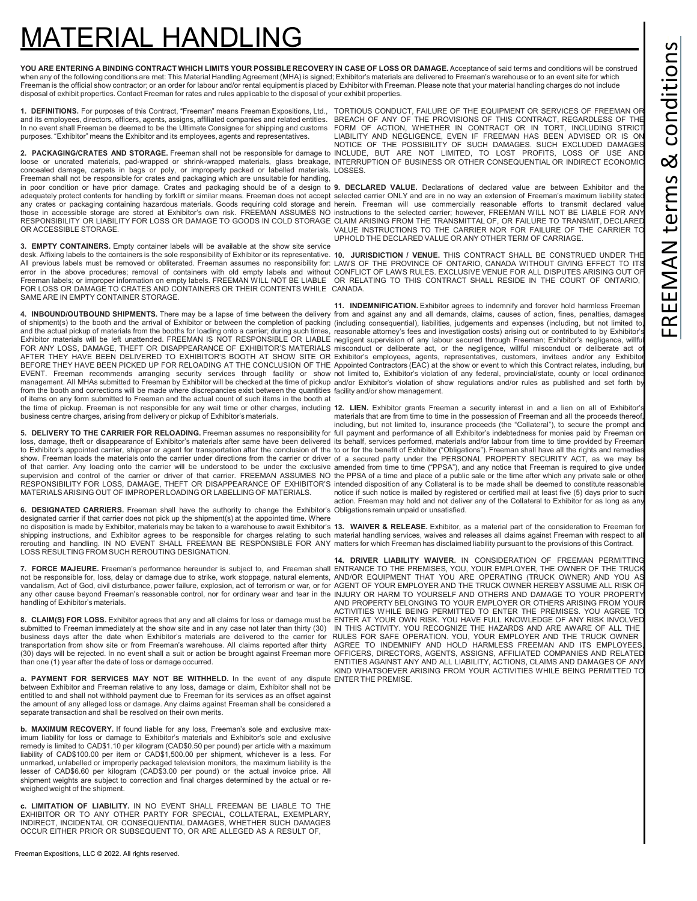# MATERIAL HANDLING

**YOU ARE ENTERING A BINDING CONTRACT WHICH LIMITS YOUR POSSIBLE RECOVERY IN CASE OF LOSS OR DAMAGE.** Acceptance of said terms and conditions will be construed when any of the following conditions are met: This Material Handling Agreement (MHA) is signed; Exhibitor's materials are delivered to Freeman's warehouse or to an event site for which Freeman is the official show contractor; or an order for labour and/or rental equipment is placed by Exhibitor with Freeman. Please note that your material handling charges do not include disposal of exhibit properties. Contact Freeman for rates and rules applicable to the disposal of your exhibit properties.

**1. DEFINITIONS.** For purposes of this Contract, "Freeman" means Freeman Expositions, Ltd., and its employees, directors, officers, agents, assigns, affiliated companies and related entities. In no event shall Freeman be deemed to be the Ultimate Consignee for shipping and customs purposes. "Exhibitor" means the Exhibitor and its employees, agents and representatives.

**2. PACKAGING/CRATES AND STORAGE.** Freeman shall not be responsible for damage to loose or uncrated materials, pad-wrapped or shrink-wrapped materials, glass breakage, concealed damage, carpets in bags or poly, or improperly packed or labelled materials. Freeman shall not be responsible for crates and packaging which are unsuitable for handling, in poor condition or have prior damage. Crates and packaging should be of a design to adequately protect contents for handling by forklift or similar means. Freeman does not accept any crates or packaging containing hazardous materials. Goods requiring cold storage and those in accessible storage are stored at Exhibitor's own risk. FREEMAN ASSUMES NO RESPONSIBILITY OR LIABILITY FOR LOSS OR DAMAGE TO GOODS IN COLD STORAGE OR ACCESSIBLE STORAGE.

**3. EMPTY CONTAINERS.** Empty container labels will be available at the show site service desk. Affixing labels to the containers is the sole responsibility of Exhibitor or its representative. All previous labels must be removed or obliterated. Freeman assumes no responsibility for: error in the above procedures; removal of containers with old empty labels and without Freeman labels; or improper information on empty labels. FREEMAN WILL NOT BE LIABLE FOR LOSS OR DAMAGE TO CRATES AND CONTAINERS OR THEIR CONTENTS WHILE SAME ARE IN EMPTY CONTAINER STORAGE.

**4. INBOUND/OUTBOUND SHIPMENTS.** There may be a lapse of time between the delivery of shipment(s) to the booth and the arrival of Exhibitor or between the completion of packing and the actual pickup of materials from the booths for loading onto a carrier; during such times, Exhibitor materials will be left unattended. FREEMAN IS NOT RESPONSIBLE OR LIABLE FOR ANY LOSS, DAMAGE, THEFT OR DISAPPEARANCE OF EXHIBITOR'S MATERIALS AFTER THEY HAVE BEEN DELIVERED TO EXHIBITOR'S BOOTH AT SHOW SITE OR BEFORE THEY HAVE BEEN PICKED UP FOR RELOADING AT THE CONCLUSION OF THE EVENT. Freeman recommends arranging security services through facility or show management. All MHAs submitted to Freeman by Exhibitor will be checked at the time of pickup from the booth and corrections will be made where discrepancies exist between the quantities of items on any form submitted to Freeman and the actual count of such items in the booth at the time of pickup. Freeman is not responsible for any wait time or other charges, including business centre charges, arising from delivery or pickup of Exhibitor's materials.

**5. DELIVERY TO THE CARRIER FOR RELOADING.** Freeman assumes no responsibility for loss, damage, theft or disappearance of Exhibitor's materials after same have been delivered to Exhibitor's appointed carrier, shipper or agent for transportation after the conclusion of the show. Freeman loads the materials onto the carrier under directions from the carrier or driver of that carrier. Any loading onto the carrier will be understood to be under the exclusive supervision and control of the carrier or driver of that carrier. FREEMAN ASSUMES NO RESPONSIBILITY FOR LOSS, DAMAGE, THEFT OR DISAPPEARANCE OF EXHIBITOR'S MATERIALS ARISING OUT OF IMPROPER LOADING OR LABELLING OF MATERIALS.

**6. DESIGNATED CARRIERS.** Freeman shall have the authority to change the Exhibitor's designated carrier if that carrier does not pick up the shipment(s) at the appointed time. Where no disposition is made by Exhibitor, materials may be taken to a warehouse to await Exhibitor's shipping instructions, and Exhibitor agrees to be responsible for charges relating to such rerouting and handling. IN NO EVENT SHALL FREEMAN BE RESPONSIBLE FOR ANY LOSS RESULTING FROM SUCH REROUTING DESIGNATION.

**7. FORCE MAJEURE.** Freeman's performance hereunder is subject to, and Freeman shall not be responsible for, loss, delay or damage due to strike, work stoppage, natural elements, vandalism, Act of God, civil disturbance, power failure, explosion, act of terrorism or war, or for any other cause beyond Freeman's reasonable control, nor for ordinary wear and tear in the handling of Exhibitor's materials.

**8. CLAIM(S) FOR LOSS.** Exhibitor agrees that any and all claims for loss or damage must be submitted to Freeman immediately at the show site and in any case not later than thirty (30) business days after the date when Exhibitor's materials are delivered to the carrier for transportation from show site or from Freeman's warehouse. All claims reported after thirty (30) days will be rejected. In no event shall a suit or action be brought against Freeman more than one (1) year after the date of loss or damage occurred.

**a. PAYMENT FOR SERVICES MAY NOT BE WITHHELD.** In the event of any dispute between Exhibitor and Freeman relative to any loss, damage or claim, Exhibitor shall not be entitled to and shall not withhold payment due to Freeman for its services as an offset against the amount of any alleged loss or damage. Any claims against Freeman shall be considered a separate transaction and shall be resolved on their own merits.

**b. MAXIMUM RECOVERY.** If found liable for any loss, Freeman's sole and exclusive maximum liability for loss or damage to Exhibitor's materials and Exhibitor's sole and exclusive remedy is limited to CAD$1.10 per kilogram (CAD$0.50 per pound) per article with a maximum liability of CAD$100.00 per item or CAD$1,500.00 per shipment, whichever is a less. For unmarked, unlabelled or improperly packaged television monitors, the maximum liability is the lesser of CAD$6.60 per kilogram (CAD$3.00 per pound) or the actual invoice price. All shipment weights are subject to correction and final charges determined by the actual or re-weighed weight of the shipment.

**c. LIMITATION OF LIABILITY.** IN NO EVENT SHALL FREEMAN BE LIABLE TO THE EXHIBITOR OR TO ANY OTHER PARTY FOR SPECIAL, COLLATERAL, EXEMPLARY, INDIRECT, INCIDENTAL OR CONSEQUENTIAL DAMAGES, WHETHER SUCH DAMAGES OCCUR EITHER PRIOR OR SUBSEQUENT TO, OR ARE ALLEGED AS A RESULT OF, TORTIOUS CONDUCT, FAILURE OF THE EQUIPMENT OR SERVICES OF FREEMAN OR BREACH OF ANY OF THE PROVISIONS OF THIS CONTRACT, REGARDLESS OF THE FORM OF ACTION, WHETHER IN CONTRACT OR IN TORT, INCLUDING STRICT LIABILITY AND NEGLIGENCE, EVEN IF FREEMAN HAS BEEN ADVISED OR IS ON NOTICE OF THE POSSIBILITY OF SUCH DAMAGES. SUCH EXCLUDED DAMAGES INCLUDE, BUT ARE NOT LIMITED, TO LOST PROFITS, LOSS OF USE AND INTERRUPTION OF BUSINESS OR OTHER CONSEQUENTIAL OR INDIRECT ECONOMIC LOSSES.

**9. DECLARED VALUE.** Declarations of declared value are between Exhibitor and the selected carrier ONLY and are in no way an extension of Freeman's maximum liability stated herein. Freeman will use commercially reasonable efforts to transmit declared value instructions to the selected carrier; however, FREEMAN WILL NOT BE LIABLE FOR ANY CLAIM ARISING FROM THE TRANSMITTAL OF, OR FAILURE TO TRANSMIT, DECLARED VALUE INSTRUCTIONS TO THE CARRIER NOR FOR FAILURE OF THE CARRIER TO UPHOLD THE DECLARED VALUE OR ANY OTHER TERM OF CARRIAGE.

**10. JURISDICTION / VENUE.** THIS CONTRACT SHALL BE CONSTRUED UNDER THE LAWS OF THE PROVINCE OF ONTARIO, CANADA WITHOUT GIVING EFFECT TO ITS CONFLICT OF LAWS RULES. EXCLUSIVE VENUE FOR ALL DISPUTES ARISING OUT OF OR RELATING TO THIS CONTRACT SHALL RESIDE IN THE COURT OF ONTARIO, CANADA.

**11. INDEMNIFICATION.** Exhibitor agrees to indemnify and forever hold harmless Freeman from and against any and all demands, claims, causes of action, fines, penalties, damages (including consequential), liabilities, judgements and expenses (including, but not limited to, reasonable attorney's fees and investigation costs) arising out of or contributed to by Exhibitor's negligent supervision of any labour secured through Freeman; Exhibitor's negligence, willful misconduct or deliberate act, or the negligence, willful misconduct or deliberate act of Exhibitor's employees, agents, representatives, customers, invitees and/or any Exhibitor Appointed Contractors (EAC) at the show or event to which this Contract relates, including, but not limited to, Exhibitor's violation of any federal, provincial/state, county or local ordinance and/or Exhibitor's violation of show regulations and/or rules as published and set forth by facility and/or show management.

**12. LIEN.** Exhibitor grants Freeman a security interest in and a lien on all of Exhibitor's materials that are from time to time in the possession of Freeman and all the proceeds thereof, including, but not limited to, insurance proceeds (the "Collateral"), to secure the prompt and full payment and performance of all Exhibitor's indebtedness for monies paid by Freeman on its behalf, services performed, materials and/or labour from time to time provided by Freeman to or for the benefit of Exhibitor ("Obligations"). Freeman shall have all the rights and remedies of a secured party under the PERSONAL PROPERTY SECURITY ACT, as we may be amended from time to time ("PPSA"), and any notice that Freeman is required to give under the PPSA of a time and place of a public sale or the time after which any private sale or other intended disposition of any Collateral is to be made shall be deemed to constitute reasonable notice if such notice is mailed by registered or certified mail at least five (5) days prior to such action. Freeman may hold and not deliver any of the Collateral to Exhibitor for as long as any Obligations remain unpaid or unsatisfied.

**13. WAIVER & RELEASE.** Exhibitor, as a material part of the consideration to Freeman for material handling services, waives and releases all claims against Freeman with respect to all matters for which Freeman has disclaimed liability pursuant to the provisions of this Contract.

**14. DRIVER LIABILITY WAIVER.** IN CONSIDERATION OF FREEMAN PERMITTING ENTRANCE TO THE PREMISES, YOU, YOUR EMPLOYER, THE OWNER OF THE TRUCK AND/OR EQUIPMENT THAT YOU ARE OPERATING (TRUCK OWNER) AND YOU AS AGENT OF YOUR EMPLOYER AND THE TRUCK OWNER HEREBY ASSUME ALL RISK OF INJURY OR HARM TO YOURSELF AND OTHERS AND DAMAGE TO YOUR PROPERTY AND PROPERTY BELONGING TO YOUR EMPLOYER OR OTHERS ARISING FROM YOUR ACTIVITIES WHILE BEING PERMITTED TO ENTER THE PREMISES. YOU AGREE TO ENTER AT YOUR OWN RISK. YOU HAVE FULL KNOWLEDGE OF ANY RISK INVOLVED IN THIS ACTIVITY. YOU RECOGNIZE THE HAZARDS AND ARE AWARE OF ALL THE RULES FOR SAFE OPERATION. YOU, YOUR EMPLOYER AND THE TRUCK OWNER AGREE TO INDEMNIFY AND HOLD HARMLESS FREEMAN AND ITS EMPLOYEES, OFFICERS, DIRECTORS, AGENTS, ASSIGNS, AFFILIATED COMPANIES AND RELATED ENTITIES AGAINST ANY AND ALL LIABILITY, ACTIONS, CLAIMS AND DAMAGES OF ANY KIND WHATSOEVER ARISING FROM YOUR ACTIVITIES WHILE BEING PERMITTED TO ENTER THE PREMISE.

Freeman Expositions, LLC © 2022. All rights reserved.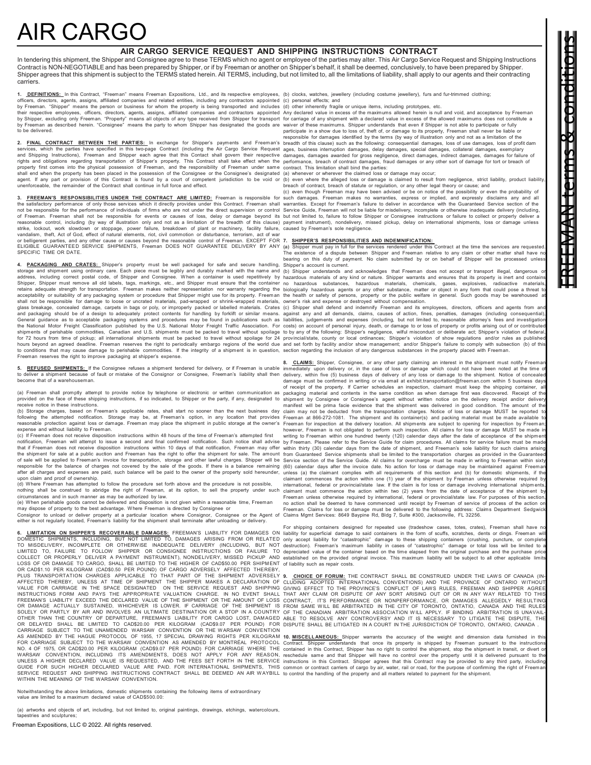# AIR CARGO

## AIR CARGO SERVICE REQUEST AND SHIPPING INSTRUCTIONS CONTRACT

In tendering this shipment, the Shipper and Consignee agree to these TERMS which no agent or employee of the parties may alter. This Air Cargo Service Request and Shipping Instructions Contract is NON-NEGOTIABLE and has been prepared by Shipper, or if by Freeman or another on Shipper's behalf, it shall be deemed, conclusively, to have been prepared by Shipper. Shipper agrees that this shipment is subject to the TERMS stated herein. All TERMS, including, but not limited to, all the limitations of liability, shall apply to our agents and their contracting carriers.

**1. DEFINITIONS:** In this Contract, "Freeman" means Freeman Expositions, Ltd., and its respective employees, officers, directors, agents, assigns, affiliated companies and related entities, including any contractors appointed by Freeman. "Shipper" means the person or business for whom the property is being transported and includes their respective employees, officers, directors, agents, assigns, affiliated companies and contractors appointed by Shipper, excluding only Freeman. "Property" means all objects of any type received from Shipper for transport by Freeman as described herein. "Consignee" means the party to whom Shipper has designated the goods are to be delivered.

**2. FINAL CONTRACT BETWEEN THE PARTIES:** In exchange for Shipper's payments and Freeman's services, which the parties have specified in this two-page Contract (including the Air Cargo Service Request and Shipping Instructions), Freeman and Shipper each agree that this Contact shall govern their respective rights and obligations regarding transportation of Shipper's property. This Contract shall take effect when the property first comes into the physical possession of Freeman, and the responsibility of Freeman under same shall end when the property has been placed in the possession of the Consignee or the Consignee's designated agent. If any part or provision of this Contract is found by a court of competent jurisdiction to be void or unenforceable, the remainder of the Contract shall continue in full force and effect.

**3. FREEMAN'S RESPONSIBILITIES UNDER THE CONTRACT ARE LIMITED:** Freeman is responsible for the satisfactory performance of only those services which it directly provides under this Contract. Freeman shall not be responsible for the performance of individuals of firms who are not under the direct supervision or control of Freeman. Freeman shall not be responsible for events or causes of loss, delay or damage beyond its reasonable control, including (by way of illustration only and not as a limitation of the breadth of this clause) strike, lockout, work slowdown or stoppage, power failure, breakdown of plant or machinery, facility failure, vandalism, theft, Act of God, effect of natural elements, riot, civil commotion or disturbance, terrorism, act of war or belligerent parties, and any other cause or causes beyond the reasonable control of Freeman. EXCEPT FOR ELIGIBLE GUARANTEED SERVICE SHIPMENTS, FREEMAN DOES NOT GUARANTEE DELIVERY BY ANY SPECIFIC TIME OR DATE.

**4. PACKAGING AND CRATES:** Shipper's property must be well packaged for safe and secure handling, storage and shipment using ordinary care. Each piece must be legibly and durably marked with the name and address, including correct postal code, of Shipper and Consignee. When a container is used repetitively by Shipper, Shipper must remove all old labels, tags, markings, etc., and Shipper must ensure that the container retains adequate strength for transportation. Freeman makes neither representation nor warranty regarding the acceptability or suitability of any packaging system or procedure that Shipper might use for its property. Freeman shall not be responsible for damage to loose or uncrated materials, pad-wrapped or shrink-wrapped materials, glass breakage, concealed damage, carpets in bags or poly, or improperly packed or labelled materials. Crates and packaging should be of a design to adequately protect contents for handling by forklift or similar means. General guidance as to acceptable packaging systems and procedures may be found in publications such as the National Motor Freight Classification published by the U.S. National Motor Freight Traffic Association. For shipments of perishable commodities, Canadian and U.S. shipments must be packed to travel without spoilage for 72 hours from time of pickup; all international shipments must be packed to travel without spoilage for 24 hours beyond an agreed deadline. Freeman reserves the right to periodically embargo regions of the world due to conditions that may cause damage to perishable commodities. If the integrity of a shipment is in question, Freeman reserves the right to improve packaging at shipper's expense.

**5. REFUSED SHIPMENTS:** If the Consignee refuses a shipment tendered for delivery, or if Freeman is unable to deliver a shipment because of fault or mistake of the Consignor or Consignee, Freeman's liability shall then become that of a warehouseman.

(a) Freeman shall promptly attempt to provide notice by telephone or electronic or written communication as provided on the face of these shipping instructions, if so indicated, to Shipper or the party, if any, designated to receive notice in these instructions.

(b) Storage charges, based on Freeman's applicable rates, shall start no sooner than the next business day following the attempted notification. Storage may be, at Freeman's option, in any location that provides reasonable protection against loss or damage. Freeman may place the shipment in public storage at the owner's expense and without liability to Freeman.

(c) If Freeman does not receive disposition instructions within 48 hours of the time of Freeman's attempted first notification, Freeman will attempt to issue a second and final confirmed notification. Such notice shall advise that if Freeman does not receive disposition instructions within 10 days of that notification, Freeman may offer the shipment for sale at a public auction and Freeman has the right to offer the shipment for sale. The amount of sale will be applied to Freeman's invoice for transportation, storage and other lawful charges. Shipper will be responsible for the balance of charges not covered by the sale of the goods. If there is a balance remaining after all charges and expenses are paid, such balance will be paid to the owner of the property sold hereunder, upon claim and proof of ownership.

(d) Where Freeman has attempted to follow the procedure set forth above and the procedure is not possible, nothing shall be construed to abridge the right of Freeman, at its option, to sell the property under such circumstances and in such manner as may be authorized by law.

(e) When perishable goods cannot be delivered and disposition is not given within a reasonable time, Freeman may dispose of property to the best advantage. Where Freeman is directed by Consignee or Consignor to unload or deliver property at a particular location where Consignor, Consignee or the Agent of either is not regularly located, Freeman's liability for the shipment shall terminate after unloading or delivery.

**6. LIMITATION ON SHIPPER'S RECOVERABLE DAMAGES:** FREEMAN'S LIABILITY FOR DAMAGES ON DOMESTIC SHIPMENTS, INCLUDING, BUT NOT LIMITED TO, DAMAGES ARISING FROM OR RELATED TO MISDELIVERY, INCOMPLETE OR OTHERWISE INADEQUATE DELIVERY (INCLUDING, BUT NOT LIMITED TO, FAILURE TO FOLLOW SHIPPER OR CONSIGNEE INSTRUCTIONS OR FAILURE TO COLLECT OR PROPERLY DELIVER A PAYMENT INSTRUMENT), NONDELIVERY, MISSED PICKUP AND LOSS OF OR DAMAGE TO CARGO, SHALL BE LIMITED TO THE HIGHER OF CAD$50.00 PER SHIPMENT OR CAD$1.10 PER KILOGRAM (CAD$0.50 PER POUND) OF CARGO ADVERSELY AFFECTED THEREBY, PLUS TRANSPORTATION CHARGES APPLICABLE TO THAT PART OF THE SHIPMENT ADVERSELY AFFECTED THEREBY, UNLESS AT TIME OF SHIPMENT THE SHIPPER MAKES A DECLARATION OF VALUE FOR CARRIAGE IN THE SPACE DESIGNATED ON THE SERVICE REQUEST AND SHIPPING INSTRUCTIONS FORM AND PAYS THE APPROPRIATE VALUATION CHARGE. IN NO EVENT SHALL FREEMAN'S LIABILITY EXCEED THE DECLARED VALUE OF THE SHIPMENT OR THE AMOUNT OF LOSS OR DAMAGE ACTUALLY SUSTAINED, WHICHEVER IS LOWER. IF CARRIAGE OF THE SHIPMENT IS SOLELY OR PARTLY BY AIR AND INVOLVES AN ULTIMATE DESTINATION OR A STOP IN A COUNTRY OTHER THAN THE COUNTRY OF DEPARTURE, FREEMAN'S LIABILITY FOR CARGO LOST, DAMAGED OR DELAYED SHALL BE LIMITED TO CAD$20.00 PER KILOGRAM (CAD$9.07 PER POUND) FOR CARRIAGE SUBJECT TO THE UNAMENDED WARSAW CONVENTION OR THE WARSAW CONVENTION AS AMENDED BY THE HAGUE PROTOCOL OF 1955, 17 SPECIAL DRAWING RIGHTS PER KILOGRAM FOR CARRIAGE SUBJECT TO THE WARSAW CONVENTION AS AMENDED BY MONTRÉAL PROTOCOL NO. 4 OF 1975, OR CAD$20.00 PER KILOGRAM (CAD$9.07 PER POUND) FOR CARRIAGE WHERE THE WARSAW CONVENTION, INCLUDING ITS AMENDMENTS, DOES NOT APPLY FOR ANY REASON, UNLESS A HIGHER DECLARED VALUE IS REQUESTED, AND THE FEES SET FORTH IN THE SERVICE GUIDE FOR SUCH HIGHER DECLARED VALUE ARE PAID. FOR INTERNATIONAL SHIPMENTS, THIS SERVICE REQUEST AND SHIPPING INSTRUCTIONS CONTRACT SHALL BE DEEMED AN AIR WAYBILL WITHIN THE MEANING OF THE WARSAW CONVENTION.

Notwithstanding the above limitations, domestic shipments containing the following items of extraordinary value are limited to a maximum declared value of CAD$500.00:

(a) artworks and objects of art, including, but not limited to, original paintings, drawings, etchings, watercolours, tapestries and sculptures;

(b) clocks, watches, jewellery (including costume jewellery), furs and fur-trimmed clothing;

(c) personal effects; and

(d) other inherently fragile or unique items, including prototypes, etc.

Any declared value in excess of the maximums allowed herein is null and void, and acceptance by Freeman for carriage of any shipment with a declared value in excess of the allowed maximums does not constitute a waiver of these maximums. Shipper understands that even if Shipper is not able to participate or fully participate in a show due to loss of, theft of, or damage to its property, Freeman shall never be liable or responsible for damages identified by the terms (by way of illustration only and not as a limitation of the breadth of this clause) such as the following: consequential damages, loss of use damages, loss of profit damages, business interruption damages, delay damages, special damages, collateral damages, exemplary damages, damages awarded for gross negligence, direct damages, indirect damages, damages for failure of performance, breach of contract damages, fraud damages or any other sort of damage for tort or breach of contract. This limitation shall bind the parties:

(a) whenever or wherever the claimed loss or damage may occur;

(b) even where the alleged loss or damage is claimed to result from negligence, strict liability, product liability, breach of contract, breach of statute or regulation, or any other legal theory or cause; and

(c) even though Freeman may have been advised or be on notice of the possibility or even the probability of such damages. Freeman makes no warranties, express or implied, and expressly disclaims any and all warranties. Except for Freeman's failure to deliver in accordance with the Guaranteed Service section of the Service Guide, Freeman will not be liable for misdelivery, incomplete or otherwise inadequate delivery (including, but not limited to, failure to follow Shipper or Consignee instructions or failure to collect or properly deliver a payment instrument), nondelivery, missed pickup, delay on international shipments, loss or damage unless caused by Freeman's sole negligence.

**7. SHIPPER'S RESPONSIBILITIES AND INDEMNIFICATION:**

(a) Shipper must pay in full for the services rendered under this Contract at the time of the services are requested. The existence of a dispute between Shipper and Freeman relative to any claim or other matter shall have no bearing on this duty of payment. No claim submitted by or on behalf of Shipper will be processed unless Shipper's account is current.

(b) Shipper understands and acknowledges that Freeman does not accept or transport illegal, dangerous or hazardous materials of any kind or nature. Shipper warrants and ensures that its property is inert and contains no hazardous substances, hazardous materials, chemicals, gases, explosives, radioactive materials, biologically hazardous agents or any other substance, matter or object in any form that could pose a threat to the health or safety of persons, property or the public welfare in general. Such goods may be warehoused at owner's risk and expense or destroyed without compensation.

(c) Shipper shall defend and indemnify Freeman and its employees, directors, officers and agents from and against any and all demands, claims, causes of action, fines, penalties, damages (including consequential), liabilities, judgements and expenses (including, but not limited to, reasonable attorney's fees and investigation costs) on account of personal injury, death, or damage to or loss of property or profits arising out of or contributed to by any of the following: Shipper's negligence, wilful misconduct or deliberate act; Shipper's violation of federal, provincial/state, county or local ordinances; Shipper's violation of show regulations and/or rules as published and set forth by facility and/or show management; and/or Shipper's failure to comply with subsection (b) of this section regarding the inclusion of any dangerous substances in the property placed with Freeman.

**8. CLAIMS:** Shipper, Consignee, or any other party claiming an interest in the shipment must notify Freeman immediately upon delivery or, in the case of loss or damage which could not have been noted at the time of delivery, within five (5) business days of delivery of any loss or damage to the shipment. Notice of concealed damage must be confirmed in writing or via email at exhibit.transportation@freeman.com within 5 business days of receipt of the property. If Carrier schedules an inspection, claimant must keep the shipping container, all packaging material and contents in the same condition as when damage first was discovered. Receipt of the shipment by Consignee or Consignee's agent without written notice on the delivery receipt and/or delivery manifest will be prima facie evidence that the shipment was delivered in good condition. The amount of the claim may not be deducted from the transportation charges. Notice of loss or damage MUST be reported to Freeman at 866-272-1081. The shipment and its container(s) and packing material must be made available to Freeman for inspection at the delivery location. All shipments are subject to opening for inspection by Freeman; however, Freeman is not obligated to perform such inspection. All claims for loss or damage MUST be made in writing to Freeman within one hundred twenty (120) calendar days after the date of acceptance of the shipment by Freeman. Please refer to the Service Guide for claim procedures. All claims for service failure must be made within thirty (30) calendar days from the date of shipment, and Freeman's sole liability for such claims arising from Guaranteed Service shipments shall be limited to the transportation charges as provided in the Guaranteed Service section of the Service Guide. All claims for overcharge must be made in writing to Freeman within sixty (60) calendar days after the invoice date. No action for loss or damage may be maintained against Freeman unless (a) the claimant complies with all requirements of this section and (b) for domestic shipments, if the claimant commences the action within one (1) year of the shipment by Freeman unless otherwise required by international, federal or provincial/state law. If the claim is for loss or damage involving international shipments, claimant must commence the action within two (2) years from the date of acceptance of the shipment by Freeman unless otherwise required by international, federal or provincial/state law. For purposes of this section, no action shall be deemed to have commenced until receipt by Freeman of service of process of the action on Freeman. Claims for loss or damage must be delivered to the following address: Claims Department Sedgwick Claims Mgmt Services: 8649 Baypine Rd, Bldg 7, Suite #300, Jacksonville, FL 32256.

For shipping containers designed for repeated use (tradeshow cases, totes, crates), Freeman shall have no liability for superficial damage to said containers in the form of scuffs, scratches, dents or dings. Freeman will only accept liability for "catastrophic" damage to these shipping containers (crushing, puncture, or complete destruction). Freeman's maximum liability in cases of "catastrophic" damage or total loss will be limited to a depreciated value of the container based on the time elapsed from the original purchase and the purchase price established on the provided original invoice. This maximum liability will be subject to all other applicable limits of liability such as repair costs.

**9. CHOICE OF FORUM:** THE CONTRACT SHALL BE CONSTRUED UNDER THE LAWS OF CANADA (INCLUDING ADOPTED INTERNATIONAL CONVENTIONS) AND THE PROVINCE OF ONTARIO WITHOUT GIVING EFFECT TO THE PROVINCE'S CONFLICT OF LAWS RULES, FREEMAN AND SHIPPER AGREE THAT ANY CLAIM OR DISPUTE OF ANY SORT ARISING OUT OF OR IN ANY WAY RELATED TO THIS CONTRACT, IT'S PERFORMANCE OR NONPERFORMANCE, OR DAMAGES ALLEGEDLY RESULTING FROM SAME WILL BE ARBITRATED IN THE CITY OF TORONTO, ONTATIO, CANADA AND THE RULES OF THE CANADIAN ARBITRATION ASSOCIATION WILL APPLY. IF BINDING ARBITRATION IS UNAVAILABLE TO RESOLVE ANY CONTROVERSY AND IT IS NECESSARY TO LITIGATE THE DISPUTE, THE DISPUTE SHALL BE LITIGATED IN A COURT IN THE JURISDICTION OF TORONTO, ONTARIO, CANADA .

**10. MISCELLANEOUS:** Shipper warrants the accuracy of the weight and dimension data furnished in this Contract. Shipper understands that once its property is shipped by Freeman pursuant to the instructions contained in this Contract, Shipper has no right to control the shipment, stop the shipment in transit, or divert or reschedule same and that Shipper will have no control over the property until it is delivered pursuant to the instructions in this Contract. Shipper agrees that this Contract may be provided to any third party, including common or contract carriers of cargo by air, water, rail or road, for the purpose of confirming the right of Freeman to control the handling of the property and all matters related to payment for the shipment.

Freeman Expositions, LLC © 2022. All rights reserved.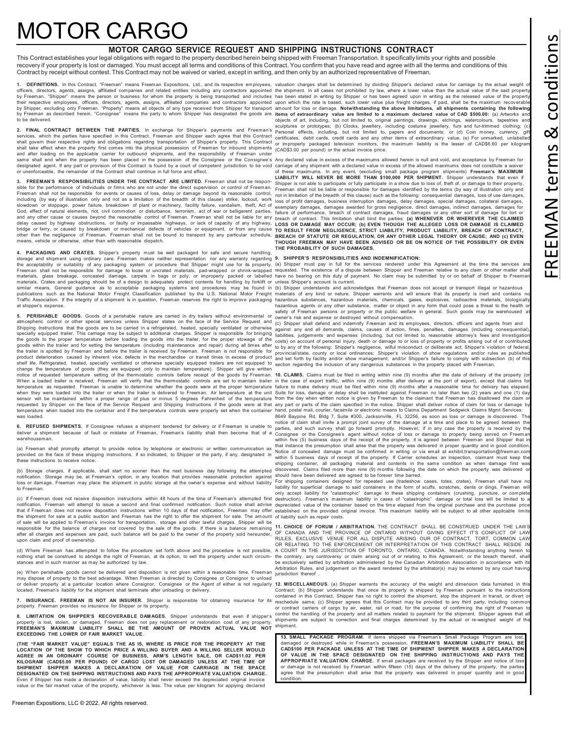# MOTOR CARGO

FREEMAN terms & conditions

## MOTOR CARGO SERVICE REQUEST AND SHIPPING INSTRUCTIONS CONTRACT

This Contract establishes your legal obligations with regard to the property described herein being shipped with Freeman Transportation. It specifically limits your rights and possible recovery if your property is lost or damaged. You must accept all terms and conditions of this Contract. You confirm that you have read and agree with all the terms and conditions of this Contract by receipt without contest. This Contract may not be waived or varied, except in writing, and then only by an authorized representative of Freeman.

**1. DEFINITIONS.** In this Contract, "Freeman" means Freeman Expositions, Ltd., and its respective employees, officers, directors, agents, assigns, affiliated companies and related entities including any contractors appointed by Freeman. "Shipper" means the person or business for whom the property is being transported and includes their respective employees, officers, directors, agents, assigns, affiliated companies and contractors appointed by Shipper, excluding only Freeman. "Property" means all objects of any type received from Shipper for transport by Freeman as described herein. "Consignee" means the party to whom Shipper has designated the goods are to be delivered.

**2. FINAL CONTRACT BETWEEN THE PARTIES.** In exchange for Shipper's payments and Freeman's services, which the parties have specified in this Contract, Freeman and Shipper each agree that this Contract shall govern their respective rights and obligations regarding transportation of Shipper's property. This Contract shall take effect when the property first comes into the physical possession of Freeman for inbound shipments and after loading on the applicable carrier for outbound shipments, and the responsibility of Freeman under same shall end when the property has been placed in the possession of the Consignee or the Consignee's designated agent. If any part or provision of this Contract is found by a court of competent jurisdiction to be void or unenforceable, the remainder of the Contract shall continue in full force and effect.

**3. FREEMAN'S RESPONSIBILITIES UNDER THE CONTRACT ARE LIMITED.** Freeman shall not be responsible for the performance of individuals or firms who are not under the direct supervision or control of Freeman. Freeman shall not be responsible for events or causes of loss, delay or damage beyond its reasonable control, including (by way of illustration only and not as a limitation of the breadth of this clause) strike, lockout, work slowdown or stoppage, power failure, breakdown of plant or machinery, facility failure, vandalism, theft, Act of God, effect of natural elements, riot, civil commotion or disturbance, terrorism, act of war or belligerent parties, and any other cause or causes beyond the reasonable control of Freeman. Freeman shall not be liable for any delay caused by highway obstructions, or faulty or impassable highways, or lack of capacity of any highway, bridge or ferry, or caused by breakdown or mechanical defects of vehicles or equipment, or from any cause other than the negligence of Freeman. Freeman shall not be bound to transport by any particular schedule, means, vehicle or otherwise, other than with reasonable dispatch.

**4. PACKAGING AND CRATES.** Shipper's property must be well packaged for safe and secure handling, storage and shipment using ordinary care. Freeman makes neither representation nor any warranty regarding the acceptability or suitability of any packaging system or procedure that Shipper might use for its property. Freeman shall not be responsible for damage to loose or uncrated materials, pad-wrapped or shrink-wrapped materials, glass breakage, concealed damage, carpets in bags or poly, or improperly packed or labelled materials. Crates and packaging should be of a design to adequately protect contents for handling by forklift or similar means. General guidance as to acceptable packaging systems and procedures may be found in publications such as the National Motor Freight Classification published by the U.S. National Motor Freight Traffic Association. If the integrity of a shipment is in question, Freeman reserves the right to improve packaging at shipper's expense.

**5. PERISHABLE GOODS.** Goods of a perishable nature are carried in dry trailers without environmental or atmospheric control or other special services unless Shipper states on the face of the Service Request and Shipping Instructions that the goods are to be carried in a refrigerated, heated, specially ventilated or otherwise specially equipped trailer. This carriage may be subject to additional charges. Shipper is responsible for bringing the goods to the proper temperature before loading the goods into the trailer, for the proper stowage of the goods within the trailer and for setting the temperature (including maintenance and repair) during all times after the trailer is spotted by Freeman and before the trailer is received by Freeman. Freeman is not responsible for product deterioration caused by inherent vice, defects in the merchandise or transit times in excess of product shelf life. Refrigerated, heated, specially ventilated or otherwise specially equipped trailers are not equipped to change the temperature of goods (they are equipped only to maintain temperature). Shipper will give written notice of requested temperature setting of the thermostatic controls before receipt of the goods by Freeman. When a loaded trailer is received, Freeman will verify that the thermostatic controls are set to maintain trailer temperature as requested. Freeman is unable to determine whether the goods were at the proper temperature when they were loaded into the trailer or when the trailer is delivered to Freeman. Air temperature at the unit sensor will be maintained within a proper range of plus or minus 5 degrees Fahrenheit of the temperature requested by Shipper on the face of the Service Request and Shipping Instructions if the goods were at that temperature when loaded into the container and if the temperature controls were properly set when the container was loaded.

**6. REFUSED SHIPMENTS.** If Consignee refuses a shipment tendered for delivery or if Freeman is unable to deliver a shipment because of fault or mistake of Freeman, Freeman's liability shall then become that of a warehouseman.

(a) Freeman shall promptly attempt to provide notice by telephone or electronic or written communication as provided on the face of these shipping instructions, if so indicated, to Shipper or the party, if any, designated in these instructions to receive notice.

(b) Storage charges, if applicable, shall start no sooner than the next business day following the attempted notification. Storage may be, at Freeman's option, in any location that provides reasonable protection against loss or damage. Freeman may place the shipment in public storage at the owner's expense and without liability to Freeman.

(c) If Freeman does not receive disposition instructions within 48 hours of the time of Freeman's attempted first notification, Freeman will attempt to issue a second and final confirmed notification. Such notice shall advise that if Freeman does not receive disposition instructions within 10 days of that notification, Freeman may offer the shipment for sale at a public auction and Freeman has the right to offer the shipment for sale. The amount of sale will be applied to Freeman's invoice for transportation, storage and other lawful charges. Shipper will be responsible for the balance of charges not covered by the sale of the goods. If there is a balance remaining after all charges and expenses are paid, such balance will be paid to the owner of the property sold hereunder, upon claim and proof of ownership.

(d) Where Freeman has attempted to follow the procedure set forth above and the procedure is not possible, nothing shall be construed to abridge the right of Freeman, at its option, to sell the property under such circumstances and in such manner as may be authorized by law.

(e) When perishable goods cannot be delivered and disposition is not given within a reasonable time, Freeman may dispose of property to the best advantage. When Freeman is directed by Consignee or Consignor to unload or deliver property at a particular location where Consignor, Consignee or the Agent of either is not regularly located, Freeman's liability for the shipment shall terminate after unloading or delivery.

**7. INSURANCE. FREEMAN IS NOT AN INSURER.** Shipper is responsible for obtaining insurance for its property. Freeman provides no insurance for Shipper or its property.

**8. LIMITATION ON SHIPPER'S RECOVERABLE DAMAGES.** Shipper understands that even if shipper's property is lost, stolen, or damaged, Freeman does not pay replacement or restoration cost of any property. **FREEMAN'S MAXIMUM LIABILITY SHALL BE THE AMOUNT OF PROVEN ACTUAL VALUE NOT EXCEEDING THE LOWER OF FAIR MARKET VALUE**.

**(THE "FAIR MARKET VALUE" EQUALS THE AS IS, WHERE IS PRICE FOR THE PROPERTY AT THE LOCATION OF THE SHOW TO WHICH PRICE A WILLING BUYER AND A WILLING SELLER WOULD AGREE IN AN ORDINARY COURSE OF BUSINESS, ARM'S LENGTH SALE, OR CAD$11.02 PER KILOGRAM (CAD$5.00 PER POUND) OF CARGO LOST OR DAMAGED UNLESS AT THE TIME OF SHIPMENT SHIPPER MAKES A DECLARATION OF VALUE FOR CARRIAGE IN THE SPACE DESIGNATED ON THE SHIPPING INSTRUCTIONS AND PAYS THE APPROPRIATE VALUATION CHARGE.** Even if Shipper has made a declaration of value, liability shall never exceed the depreciated original invoice value or the fair market value of the property, whichever is less. The value per kilogram for applying declared valuation charges shall be determined by dividing Shipper's declared value for carriage by the actual weight of the shipment. In all cases not prohibited by law, where a lower value than the actual value of the said property has been stated in writing by Shipper or has been agreed upon in writing as the released value of the property upon which the rate is based, such lower value plus freight charges, if paid, shall be the maximum recoverable amount for loss or damage. **Notwithstanding the above limitations, all shipments containing the following items of extraordinary value are limited to a maximum declared value of CAD $500.00:** (a) Artworks and objects of art, including, but not limited to, original paintings, drawings, etchings, watercolours, tapestries and sculptures or prototypes; (b) Clocks, jewellery, including costume jewellery, furs and fur-trimmed clothing; (c) Personal effects, including, but not limited to, papers and documents; or (d) Coin money, currency, gift certificates, debit cards, credit cards and any other items of extraordinary value. (e) For unmarked, unlabelled or improperly packaged television monitors, the maximum liability is the lesser of CAD$6.60 per kilogram (CAD$3.00 per pound) or the actual invoice price.

Any declared value in excess of the maximums allowed herein is null and void, and acceptance by Freeman for carriage of any shipment with a declared value in excess of the allowed maximums does not constitute a waiver of these maximums. In any event, (excluding small package program shipments) **Freeman's MAXIMUM LIABILITY WILL NEVER BE MORE THAN $100,000 PER SHIPMENT.** Shipper understands that even if Shipper is not able to participate or fully participate in a show due to loss of, theft of, or damage to their property, Freeman shall not be liable or responsible for damages identified by the terms (by way of illustration only and not in limitation of the breadth of this clause) such as the following: consequential damages, loss of use damages, loss of profit damages, business interruption damages, delay damages, special damages, collateral damages, exemplary damages, damages awarded for gross negligence, direct damages, indirect damages, damages for failure of performance, breach of contract damages, fraud damages or any other sort of damage for tort or breach of contract. This limitation shall bind the parties: **(a) WHENEVER OR WHEREVER THE CLAIMED LOSS OR DAMAGE MAY OCCUR; (b) EVEN THOUGH THE ALLEGED LOSS OR DAMAGE IS CLAIMED TO RESULT FROM NEGLIGENCE, STRICT LIABILITY, PRODUCT LIABILITY, BREACH OF CONTRACT, BREACH OF STATUTE OR REGULATION, OR ANY OTHER LEGAL THEORY OR CAUSE; AND (c) EVEN THOUGH FREEMAN MAY HAVE BEEN ADVISED OR BE ON NOTICE OF THE POSSIBILITY OR EVEN THE PROBABILITY OF SUCH DAMAGES.**

**9. SHIPPER'S RESPONSIBILITIES AND INDEMNIFICATION:**

(a) Shipper must pay in full for the services rendered under this Agreement at the time the services are requested. The existence of a dispute between Shipper and Freeman relative to any claim or other matter shall have no bearing on this duty of payment. No claim may be submitted by or on behalf of Shipper to Freeman unless Shipper's account is current.

(b) Shipper understands and acknowledges that Freeman does not accept or transport illegal or hazardous materials of any kind or nature. Shipper warrants and will ensure that its property is inert and contains no hazardous substances, hazardous materials, chemicals, gases, explosives, radioactive materials, biologically hazardous agents or any other substance, matter or object in any form that could pose a threat to the health or safety of Freeman persons or property or the public welfare in general. Such goods may be warehoused at owner's risk and expense or destroyed without compensation.

(c) Shipper shall defend and indemnify Freeman and its employees, directors, officers and agents from and against any and all demands, claims, causes of action, fines, penalties, damages (including consequential), liabilities, judgements and expenses (including, but not limited to, reasonable attorney's fees and investigation costs) on account of personal injury, death or damage to or loss of property or profits arising out of or contributed to by any of the following: Shipper's negligence, wilful misconduct or deliberate act; Shipper's violation of federal, provincial/state, county or local ordinances; Shipper's violation of show regulations and/or rules as published and set forth by facility and/or show management; and/or Shipper's failure to comply with subsection (b) of this section regarding the inclusion of any dangerous substances in the property placed with Freeman.

**10. CLAIMS.** Claims must be filed in writing within nine (9) months after the date of delivery of the property (or in the case of export traffic, within nine (9) months after delivery at the port of export), except that claims for failure to make delivery must be filed within nine (9) months after a reasonable time for delivery has elapsed. Suits for loss, damage or delay shall be instituted against Freeman no later than two (2) years and one (1) day from the day when written notice is given by Freeman to the claimant that Freeman has disallowed the claim or any part or parts of the claim specified in the notice. Shipper shall deliver notice of claim for loss or damage by hand, postal mail, courier, facsimile or electronic means to Claims Department Sedgwick Claims Mgmt Services: 8649 Baypine Rd, Bldg 7, Suite #300, Jacksonville, FL 32256, as soon as loss or damage is discovered. The notice of claim shall invite a prompt joint survey of the damage at a time and place to be agreed between the parties, and such survey shall go forward promptly. However, if in any case the property is received by the Consignee or the Consignee's agent without notice of loss or damage to property being served on Freeman within five (5) business days of the receipt of the property, it is agreed between Freeman and Shipper that in that instance the presumption shall arise that the property was delivered in proper quantity and in good condition. Notice of concealed damage must be confirmed in writing or via email at exhibit.transportation@freeman.com within 5 business days of receipt of the property. If Carrier schedules an inspection, claimant must keep the shipping container, all packaging material and contents in the same condition as when damage first was discovered. Claims filed more than nine (9) months following the date on which the property was delivered or should have been delivered are agreed to be forever time barred.

For shipping containers designed for repeated use (tradeshow cases, totes, crates), Freeman shall have no liability for superficial damage to said containers in the form of scuffs, scratches, dents or dings. Freeman will only accept liability for "catastrophic" damage to these shipping containers (crushing, puncture, or complete destruction). Freeman's maximum liability in cases of "catastrophic" damage or total loss will be limited to a depreciated value of the container based on the time elapsed from the original purchase and the purchase price established on the provided original invoice. This maximum liability will be subject to all other applicable limits of liability such as repair costs.

**11. CHOICE OF FORUM / ARBITRATION.** THE CONTRACT SHALL BE CONSTRUED UNDER THE LAWS OF CANADA AND THE PROVINCE OF ONTARIO WITHOUT GIVING EFFECT IT'S CONFLICT OF LAW RULES, EXCLUSIVE VENUE FOR ALL DISPUTE ARISING OUR OF CONTRACT, TORT, COMMON LAW OR RELATING TO THE ENFORCEMENT OR INTERPRETATION OF THIS CONTRACT SHALL RESIDE IN A COURT IN THE JURISDICTION OF TORONTO, ONTARIO, CANADA. Notwithstanding anything herein to the contrary, any controversy or claim arising out of or relating to this Agreement, or the breach thereof, shall be exclusively settled by arbitration administered by the Canadian Arbitration Association in accordance with its Arbitration Rules, and judgement on the award rendered by the arbitrator(s) may be entered by any court having jurisdiction thereof .

**12. MISCELLANEOUS.** (a) Shipper warrants the accuracy of the weight and dimension data furnished in this Contract; (b) Shipper understands that once its property is shipped by Freeman pursuant to the instructions contained in this Contract, Shipper has no right to control the shipment, stop the shipment in transit, or divert or reschedule same; (c) Shipper agrees that this Contract may be provided to any third party, including common or contract carriers of cargo by air, water, rail or road, for the purpose of confirming the right of Freeman to control the handling of the property and all matters related to payment for the shipment. Shipper agrees that all shipments are subject to correction and final charges determined by the actual or re-weighed weight of the shipment.

**13. SMALL PACKAGE PROGRAM.** If items shipped via Freeman's Small Package Program are lost, damaged or destroyed while in Freeman's possession, **FREEMAN'S MAXIMUM LIABILITY SHALL BE CAD$100 PER PACKAGE UNLESS AT THE TIME OF SHIPMENT SHIPPER MAKES A DECLARATION OF VALUE IN THE SPACE DESIGNATED ON THE SHIPPING INSTRUCTIONS AND PAYS THE APPROPRIATE VALUATION CHARGE.** If small packages are received by the Shipper and notice of loss or damage is not received by Freeman within fifteen (15) days of the delivery of the property, the parties agree that the presumption shall arise that the property was delivered in proper quantity and in good condition.

Freeman Expositions, LLC © 2022. All rights reserved.